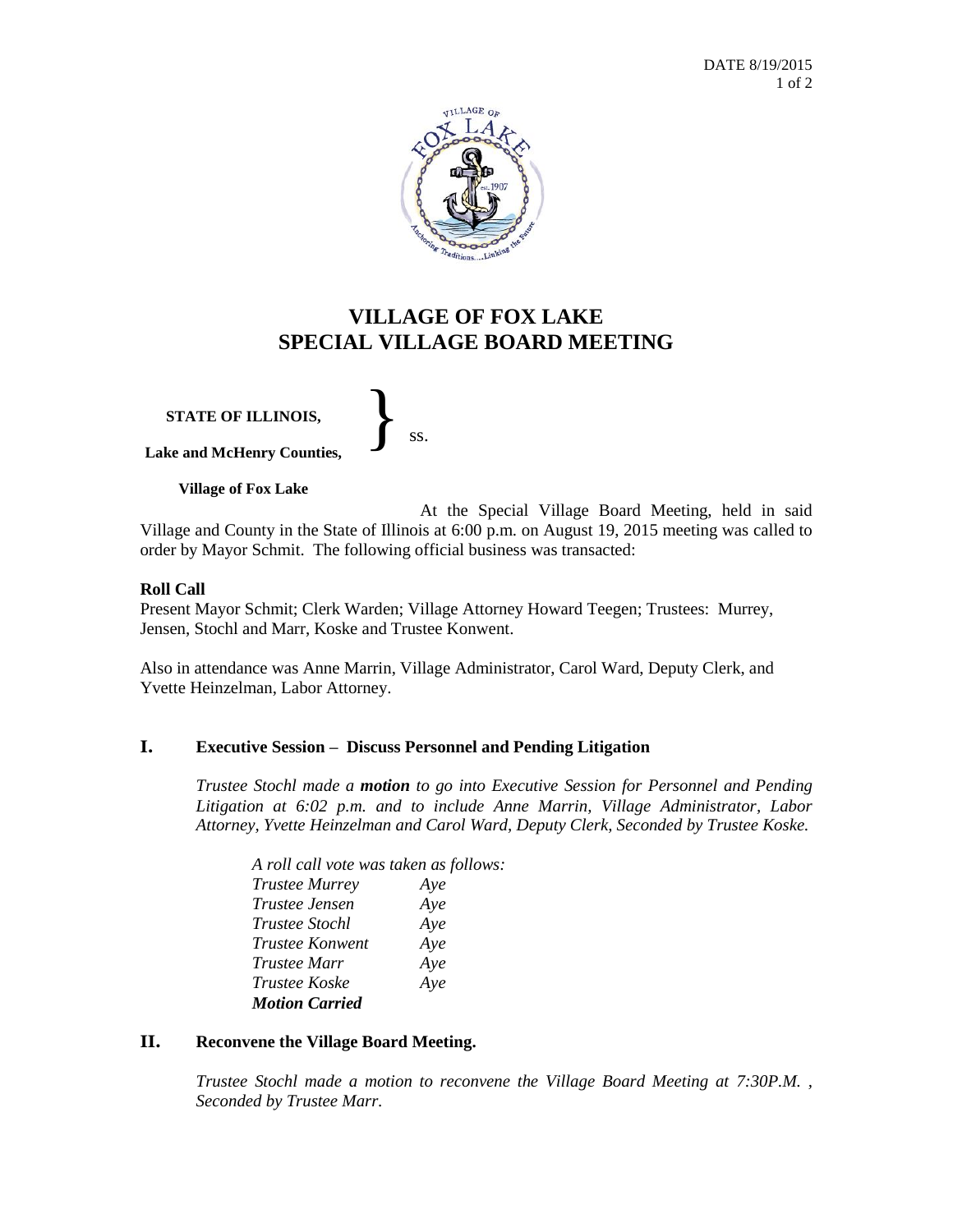DATE 8/19/2015

# VILLAGE OF FOX LAKE
# SPECIAL VILLAGE BOARD MEETING

**STATE OF ILLINOIS,**
**Lake and McHenry Counties,** } ss.
**Village of Fox Lake**

At the Special Village Board Meeting, held in said Village and County in the State of Illinois at 6:00 p.m. on August 19, 2015 meeting was called to order by Mayor Schmit. The following official business was transacted:

**Roll Call**

Present Mayor Schmit; Clerk Warden; Village Attorney Howard Teegen; Trustees: Murrey, Jensen, Stochl and Marr, Koske and Trustee Konwent.

Also in attendance was Anne Marrin, Village Administrator, Carol Ward, Deputy Clerk, and Yvette Heinzelman, Labor Attorney.

## I. Executive Session – Discuss Personnel and Pending Litigation

*Trustee Stochl made a **motion** to go into Executive Session for Personnel and Pending Litigation at 6:02 p.m. and to include Anne Marrin, Village Administrator, Labor Attorney, Yvette Heinzelman and Carol Ward, Deputy Clerk, Seconded by Trustee Koske.*

*A roll call vote was taken as follows:*

| | |
|---|---|
| *Trustee Murrey* | *Aye* |
| *Trustee Jensen* | *Aye* |
| *Trustee Stochl* | *Aye* |
| *Trustee Konwent* | *Aye* |
| *Trustee Marr* | *Aye* |
| *Trustee Koske* | *Aye* |

***Motion Carried***

## II. Reconvene the Village Board Meeting.

*Trustee Stochl made a motion to reconvene the Village Board Meeting at 7:30P.M. , Seconded by Trustee Marr.*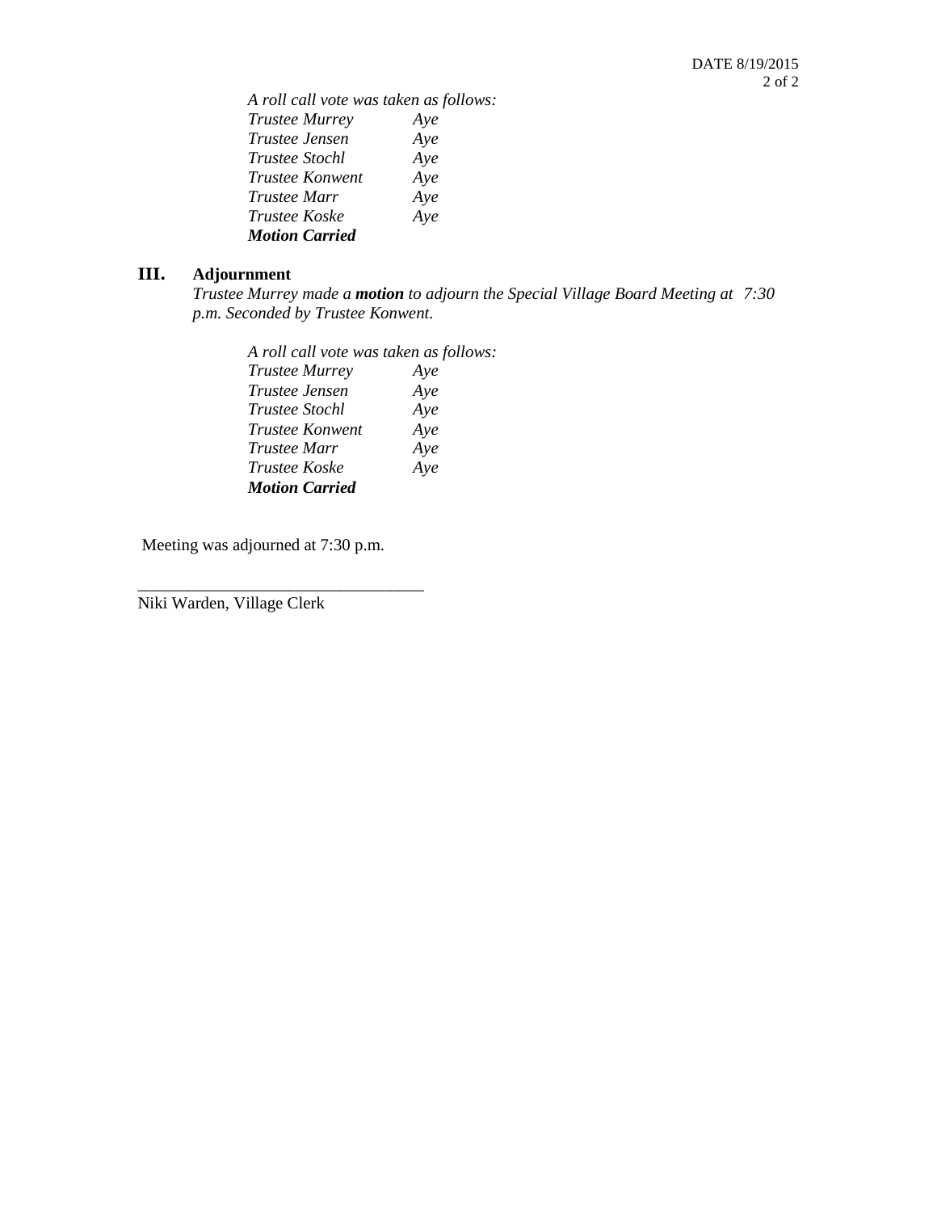*A roll call vote was taken as follows:*
*Trustee Murrey* *Aye*
*Trustee Jensen* *Aye*
*Trustee Stochl* *Aye*
*Trustee Konwent* *Aye*
*Trustee Marr* *Aye*
*Trustee Koske* *Aye*
***Motion Carried***

## III. Adjournment

*Trustee Murrey made a* ***motion*** *to adjourn the Special Village Board Meeting at 7:30 p.m. Seconded by Trustee Konwent.*

*A roll call vote was taken as follows:*
*Trustee Murrey* *Aye*
*Trustee Jensen* *Aye*
*Trustee Stochl* *Aye*
*Trustee Konwent* *Aye*
*Trustee Marr* *Aye*
*Trustee Koske* *Aye*
***Motion Carried***

Meeting was adjourned at 7:30 p.m.

___________________________________
Niki Warden, Village Clerk